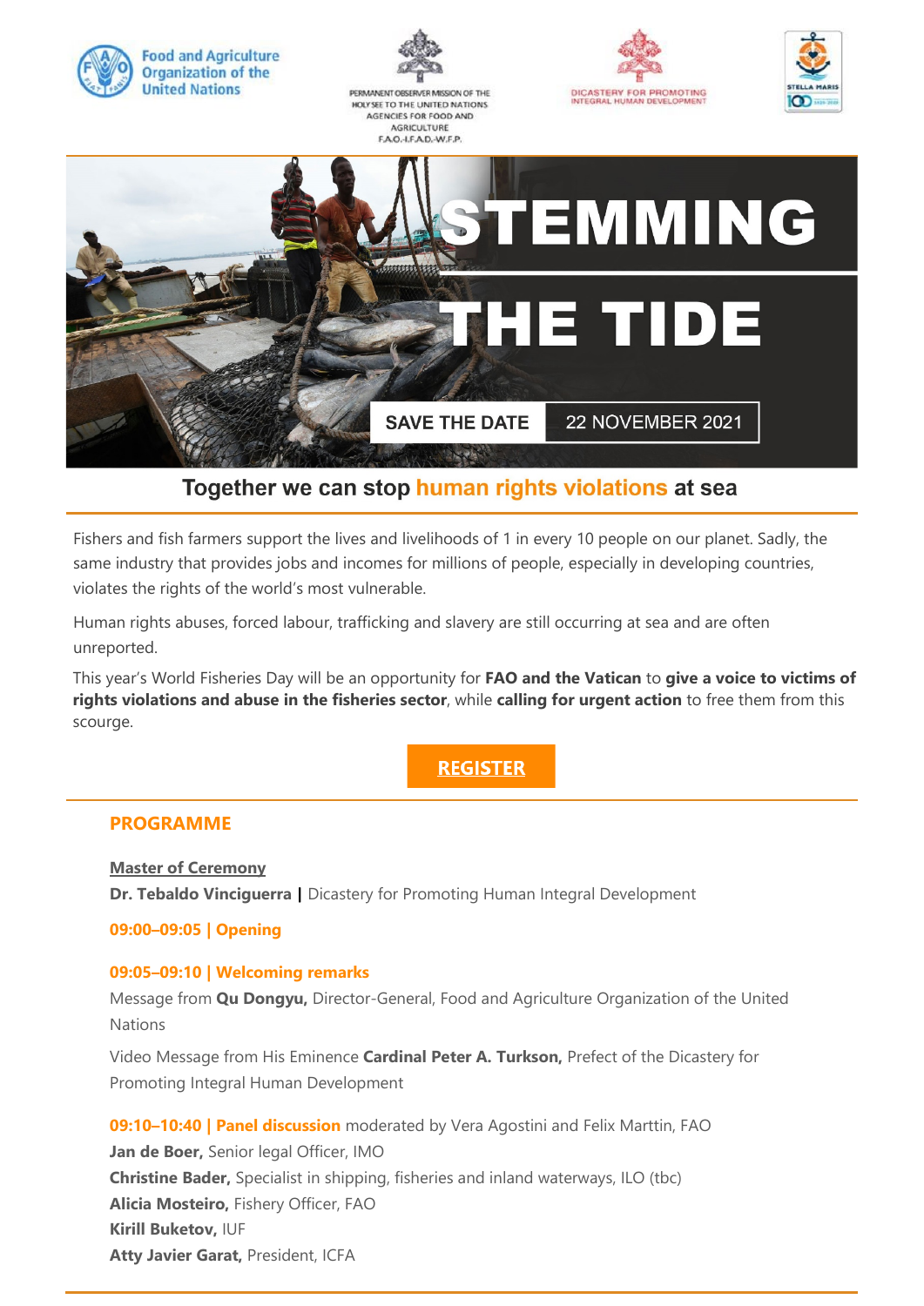Food and Agriculture Organization of the United Nations

PERMANENT OBSERVER MISSION OF THE HOLY SEE TO THE UNITED NATIONS AGENCIES FOR FOOD AND AGRICULTURE F.A.O.-I.F.A.D.-W.F.P.

DICASTERY FOR PROMOTING INTEGRAL HUMAN DEVELOPMENT

STELLA MARIS

# STEMMING THE TIDE

SAVE THE DATE 22 NOVEMBER 2021

## Together we can stop human rights violations at sea

Fishers and fish farmers support the lives and livelihoods of 1 in every 10 people on our planet. Sadly, the same industry that provides jobs and incomes for millions of people, especially in developing countries, violates the rights of the world's most vulnerable.

Human rights abuses, forced labour, trafficking and slavery are still occurring at sea and are often unreported.

This year's World Fisheries Day will be an opportunity for **FAO and the Vatican** to **give a voice to victims of rights violations and abuse in the fisheries sector**, while **calling for urgent action** to free them from this scourge.

**REGISTER**

## PROGRAMME

**Master of Ceremony**
**Dr. Tebaldo Vinciguerra |** Dicastery for Promoting Human Integral Development

**09:00–09:05 | Opening**

**09:05–09:10 | Welcoming remarks**

Message from **Qu Dongyu,** Director-General, Food and Agriculture Organization of the United Nations

Video Message from His Eminence **Cardinal Peter A. Turkson,** Prefect of the Dicastery for Promoting Integral Human Development

**09:10–10:40 | Panel discussion** moderated by Vera Agostini and Felix Marttin, FAO
**Jan de Boer,** Senior legal Officer, IMO
**Christine Bader,** Specialist in shipping, fisheries and inland waterways, ILO (tbc)
**Alicia Mosteiro,** Fishery Officer, FAO
**Kirill Buketov,** IUF
**Atty Javier Garat,** President, ICFA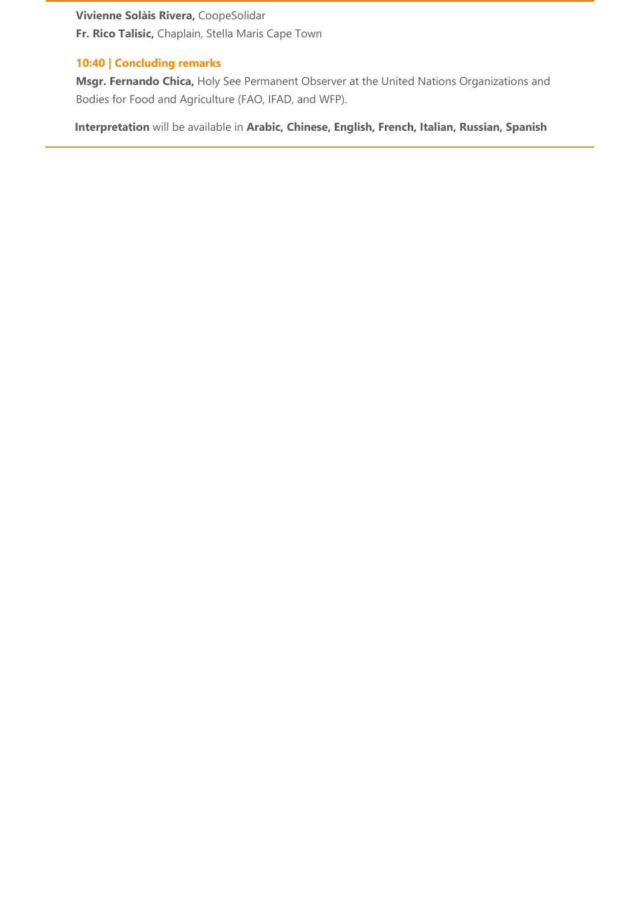**Vivienne Solàis Rivera,** CoopeSolidar
**Fr. Rico Talisic,** Chaplain, Stella Maris Cape Town

### 10:40 | Concluding remarks

**Msgr. Fernando Chica,** Holy See Permanent Observer at the United Nations Organizations and Bodies for Food and Agriculture (FAO, IFAD, and WFP).

**Interpretation** will be available in **Arabic, Chinese, English, French, Italian, Russian, Spanish**